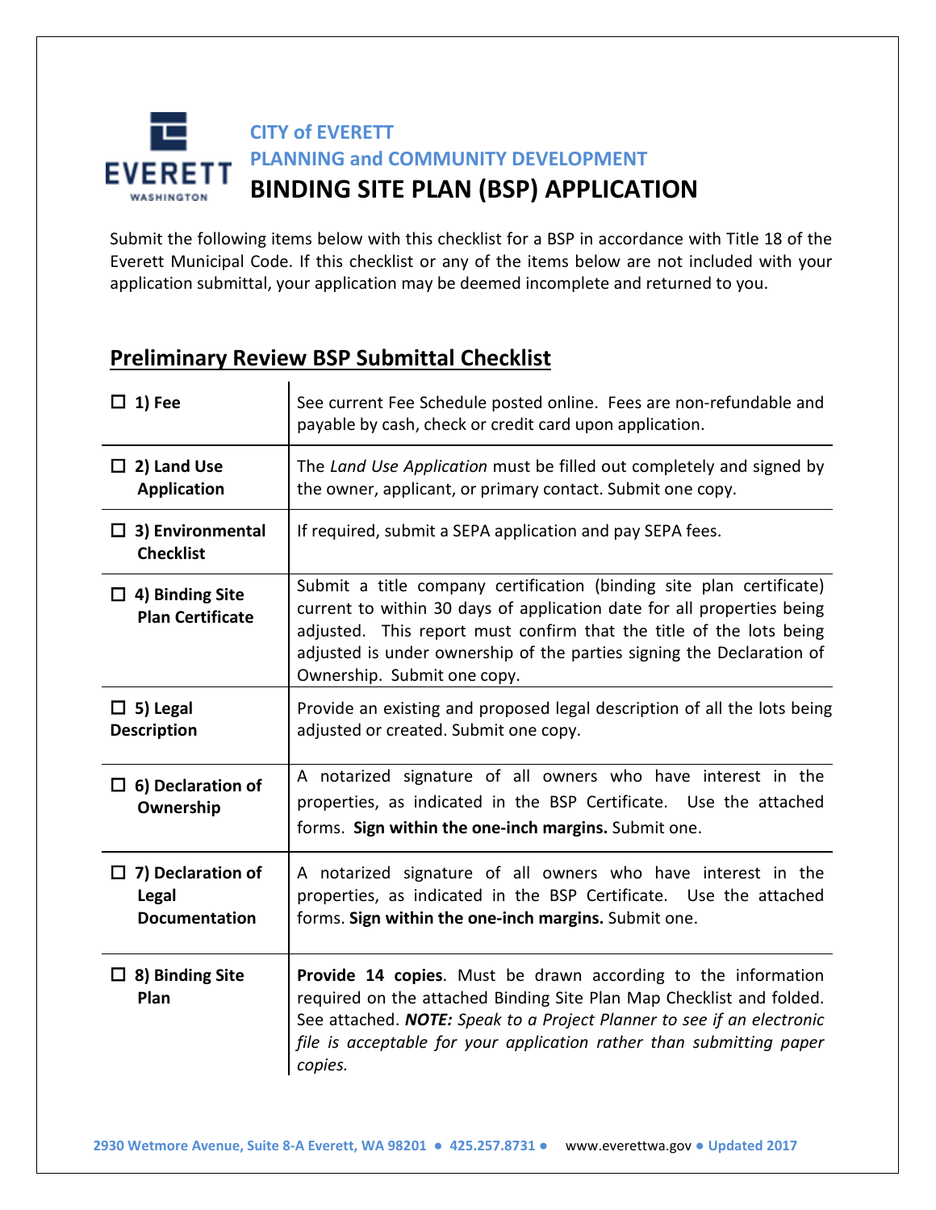CITY of EVERETT
PLANNING and COMMUNITY DEVELOPMENT

# BINDING SITE PLAN (BSP) APPLICATION

Submit the following items below with this checklist for a BSP in accordance with Title 18 of the Everett Municipal Code. If this checklist or any of the items below are not included with your application submittal, your application may be deemed incomplete and returned to you.

## Preliminary Review BSP Submittal Checklist

| Item | Description |
|---|---|
| ☐ **1) Fee** | See current Fee Schedule posted online. Fees are non-refundable and payable by cash, check or credit card upon application. |
| ☐ **2) Land Use Application** | The *Land Use Application* must be filled out completely and signed by the owner, applicant, or primary contact. Submit one copy. |
| ☐ **3) Environmental Checklist** | If required, submit a SEPA application and pay SEPA fees. |
| ☐ **4) Binding Site Plan Certificate** | Submit a title company certification (binding site plan certificate) current to within 30 days of application date for all properties being adjusted. This report must confirm that the title of the lots being adjusted is under ownership of the parties signing the Declaration of Ownership. Submit one copy. |
| ☐ **5) Legal Description** | Provide an existing and proposed legal description of all the lots being adjusted or created. Submit one copy. |
| ☐ **6) Declaration of Ownership** | A notarized signature of all owners who have interest in the properties, as indicated in the BSP Certificate. Use the attached forms. **Sign within the one-inch margins.** Submit one. |
| ☐ **7) Declaration of Legal Documentation** | A notarized signature of all owners who have interest in the properties, as indicated in the BSP Certificate. Use the attached forms. **Sign within the one-inch margins.** Submit one. |
| ☐ **8) Binding Site Plan** | **Provide 14 copies**. Must be drawn according to the information required on the attached Binding Site Plan Map Checklist and folded. See attached. ***NOTE:*** *Speak to a Project Planner to see if an electronic file is acceptable for your application rather than submitting paper copies.* |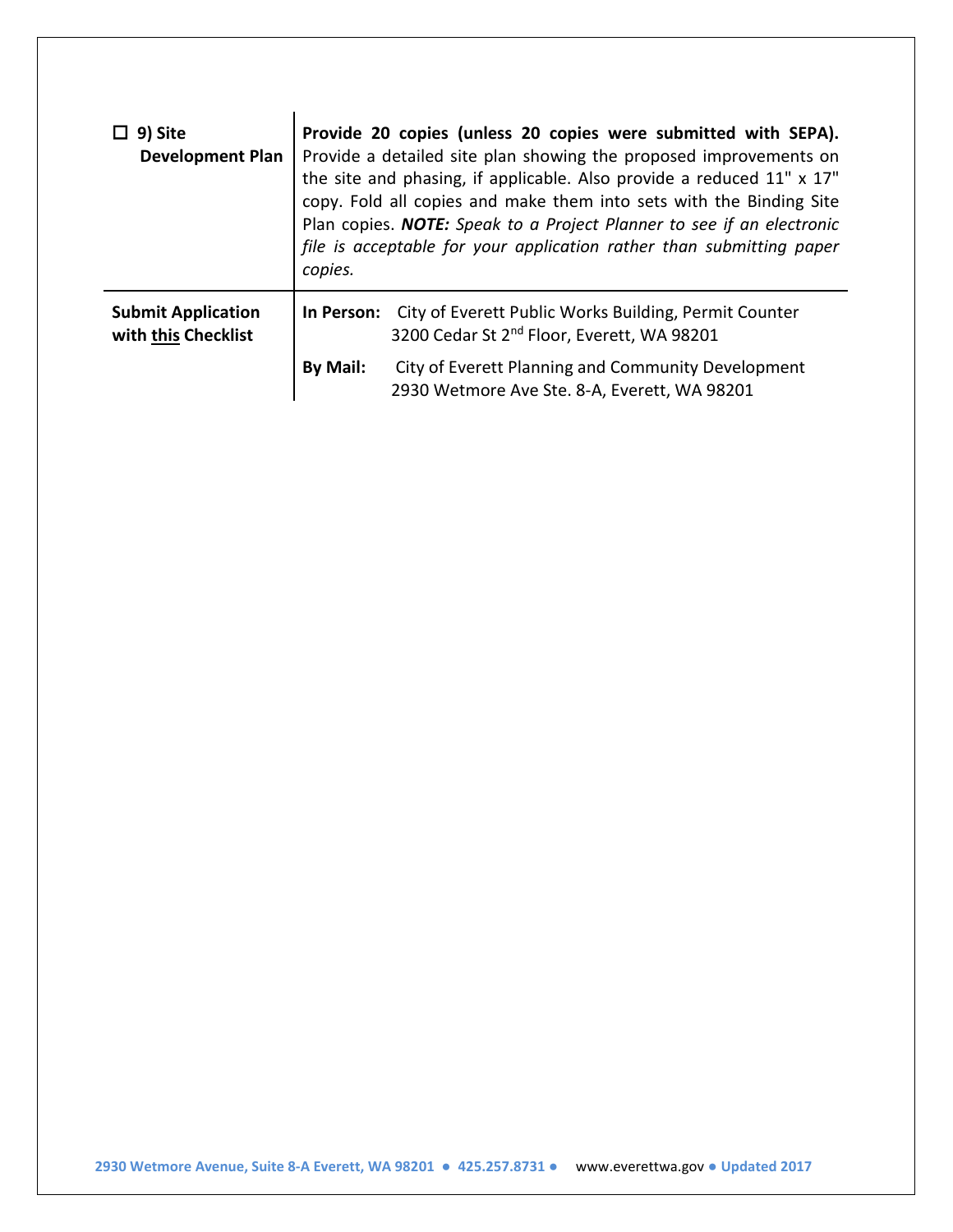| | |
|---|---|
| ☐ **9) Site Development Plan** | **Provide 20 copies (unless 20 copies were submitted with SEPA).** Provide a detailed site plan showing the proposed improvements on the site and phasing, if applicable. Also provide a reduced 11" x 17" copy. Fold all copies and make them into sets with the Binding Site Plan copies. ***NOTE:*** *Speak to a Project Planner to see if an electronic file is acceptable for your application rather than submitting paper copies.* |
| **Submit Application with <u>this</u> Checklist** | **In Person:** City of Everett Public Works Building, Permit Counter 3200 Cedar St 2nd Floor, Everett, WA 98201<br>**By Mail:** City of Everett Planning and Community Development 2930 Wetmore Ave Ste. 8-A, Everett, WA 98201 |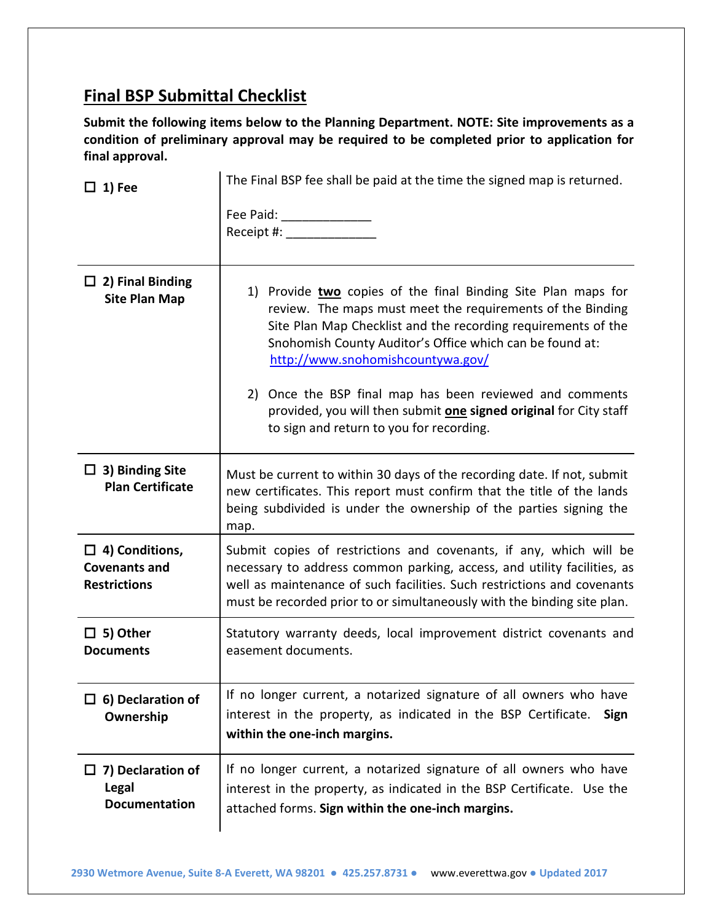## Final BSP Submittal Checklist

**Submit the following items below to the Planning Department. NOTE: Site improvements as a condition of preliminary approval may be required to be completed prior to application for final approval.**

| Item | Description |
|---|---|
| ☐ **1) Fee** | The Final BSP fee shall be paid at the time the signed map is returned.<br><br>Fee Paid: _____________<br>Receipt #: _____________ |
| ☐ **2) Final Binding Site Plan Map** | 1) Provide **two** copies of the final Binding Site Plan maps for review. The maps must meet the requirements of the Binding Site Plan Map Checklist and the recording requirements of the Snohomish County Auditor's Office which can be found at: http://www.snohomishcountywa.gov/<br><br>2) Once the BSP final map has been reviewed and comments provided, you will then submit **one signed original** for City staff to sign and return to you for recording. |
| ☐ **3) Binding Site Plan Certificate** | Must be current to within 30 days of the recording date. If not, submit new certificates. This report must confirm that the title of the lands being subdivided is under the ownership of the parties signing the map. |
| ☐ **4) Conditions, Covenants and Restrictions** | Submit copies of restrictions and covenants, if any, which will be necessary to address common parking, access, and utility facilities, as well as maintenance of such facilities. Such restrictions and covenants must be recorded prior to or simultaneously with the binding site plan. |
| ☐ **5) Other Documents** | Statutory warranty deeds, local improvement district covenants and easement documents. |
| ☐ **6) Declaration of Ownership** | If no longer current, a notarized signature of all owners who have interest in the property, as indicated in the BSP Certificate. **Sign within the one-inch margins.** |
| ☐ **7) Declaration of Legal Documentation** | If no longer current, a notarized signature of all owners who have interest in the property, as indicated in the BSP Certificate. Use the attached forms. **Sign within the one-inch margins.** |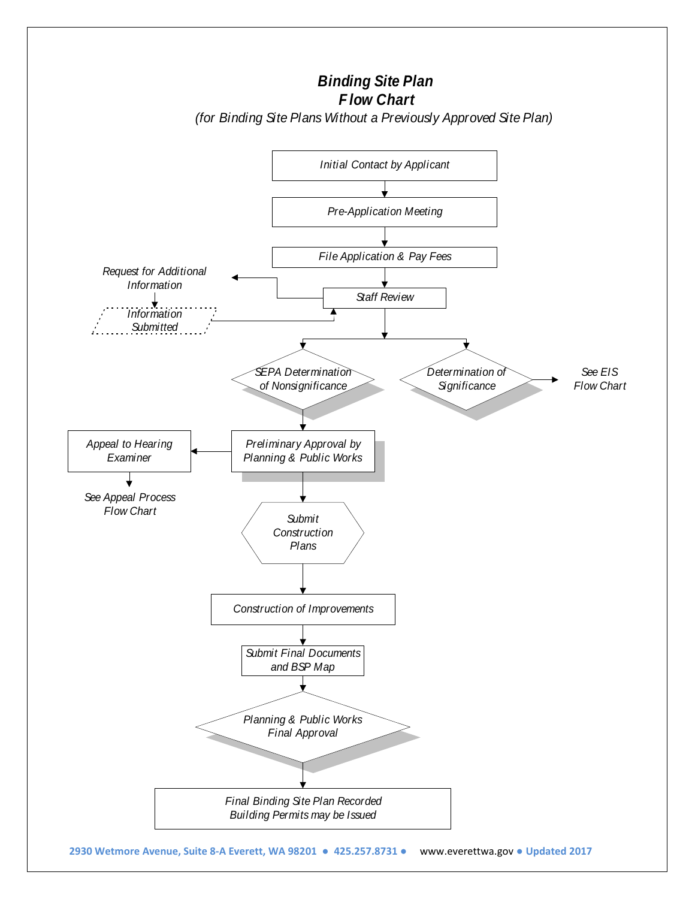# *Binding Site Plan Flow Chart*

*(for Binding Site Plans Without a Previously Approved Site Plan)*

*Initial Contact by Applicant*

*Pre-Application Meeting*

*File Application & Pay Fees*

*Staff Review*

*Request for Additional Information*

*Information Submitted*

*SEPA Determination of Nonsignificance*

*Determination of Significance*

*See EIS Flow Chart*

*Preliminary Approval by Planning & Public Works*

*Appeal to Hearing Examiner*

*See Appeal Process Flow Chart*

*Submit Construction Plans*

*Construction of Improvements*

*Submit Final Documents and BSP Map*

*Planning & Public Works Final Approval*

*Final Binding Site Plan Recorded Building Permits may be Issued*

**2930 Wetmore Avenue, Suite 8-A Everett, WA 98201 • 425.257.8731 •** www.everettwa.gov **• Updated 2017**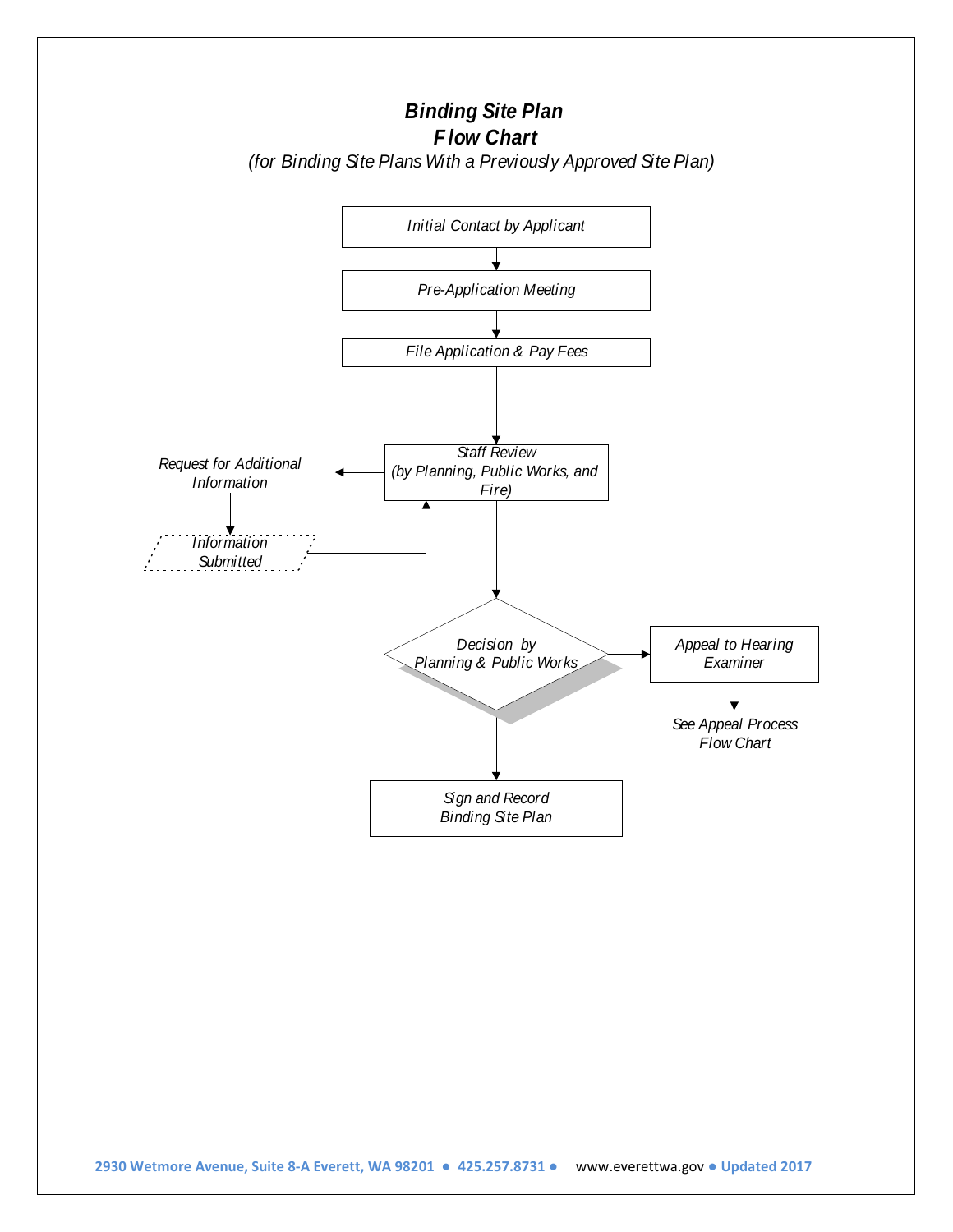# *Binding Site Plan*
# *Flow Chart*

*(for Binding Site Plans With a Previously Approved Site Plan)*

*Initial Contact by Applicant*

↓

*Pre-Application Meeting*

↓

*File Application & Pay Fees*

↓

*Staff Review (by Planning, Public Works, and Fire)*

→ *Request for Additional Information* → *Information Submitted* → (back to Staff Review)

↓

*Decision by Planning & Public Works*

→ *Appeal to Hearing Examiner* → *See Appeal Process Flow Chart*

↓

*Sign and Record Binding Site Plan*

2930 Wetmore Avenue, Suite 8-A Everett, WA 98201 • 425.257.8731 • www.everettwa.gov • Updated 2017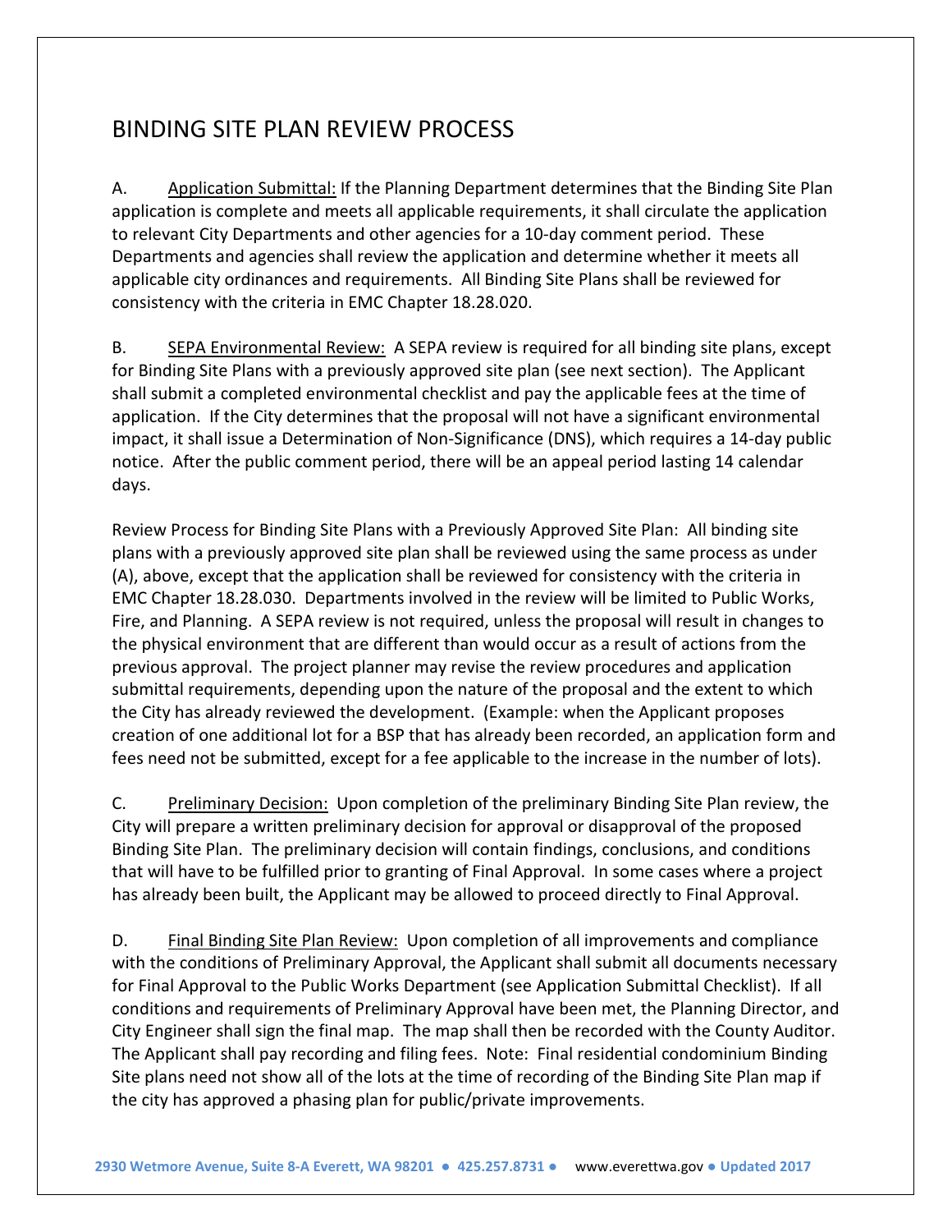# BINDING SITE PLAN REVIEW PROCESS

A. Application Submittal: If the Planning Department determines that the Binding Site Plan application is complete and meets all applicable requirements, it shall circulate the application to relevant City Departments and other agencies for a 10-day comment period. These Departments and agencies shall review the application and determine whether it meets all applicable city ordinances and requirements. All Binding Site Plans shall be reviewed for consistency with the criteria in EMC Chapter 18.28.020.

B. SEPA Environmental Review: A SEPA review is required for all binding site plans, except for Binding Site Plans with a previously approved site plan (see next section). The Applicant shall submit a completed environmental checklist and pay the applicable fees at the time of application. If the City determines that the proposal will not have a significant environmental impact, it shall issue a Determination of Non-Significance (DNS), which requires a 14-day public notice. After the public comment period, there will be an appeal period lasting 14 calendar days.

Review Process for Binding Site Plans with a Previously Approved Site Plan: All binding site plans with a previously approved site plan shall be reviewed using the same process as under (A), above, except that the application shall be reviewed for consistency with the criteria in EMC Chapter 18.28.030. Departments involved in the review will be limited to Public Works, Fire, and Planning. A SEPA review is not required, unless the proposal will result in changes to the physical environment that are different than would occur as a result of actions from the previous approval. The project planner may revise the review procedures and application submittal requirements, depending upon the nature of the proposal and the extent to which the City has already reviewed the development. (Example: when the Applicant proposes creation of one additional lot for a BSP that has already been recorded, an application form and fees need not be submitted, except for a fee applicable to the increase in the number of lots).

C. Preliminary Decision: Upon completion of the preliminary Binding Site Plan review, the City will prepare a written preliminary decision for approval or disapproval of the proposed Binding Site Plan. The preliminary decision will contain findings, conclusions, and conditions that will have to be fulfilled prior to granting of Final Approval. In some cases where a project has already been built, the Applicant may be allowed to proceed directly to Final Approval.

D. Final Binding Site Plan Review: Upon completion of all improvements and compliance with the conditions of Preliminary Approval, the Applicant shall submit all documents necessary for Final Approval to the Public Works Department (see Application Submittal Checklist). If all conditions and requirements of Preliminary Approval have been met, the Planning Director, and City Engineer shall sign the final map. The map shall then be recorded with the County Auditor. The Applicant shall pay recording and filing fees. Note: Final residential condominium Binding Site plans need not show all of the lots at the time of recording of the Binding Site Plan map if the city has approved a phasing plan for public/private improvements.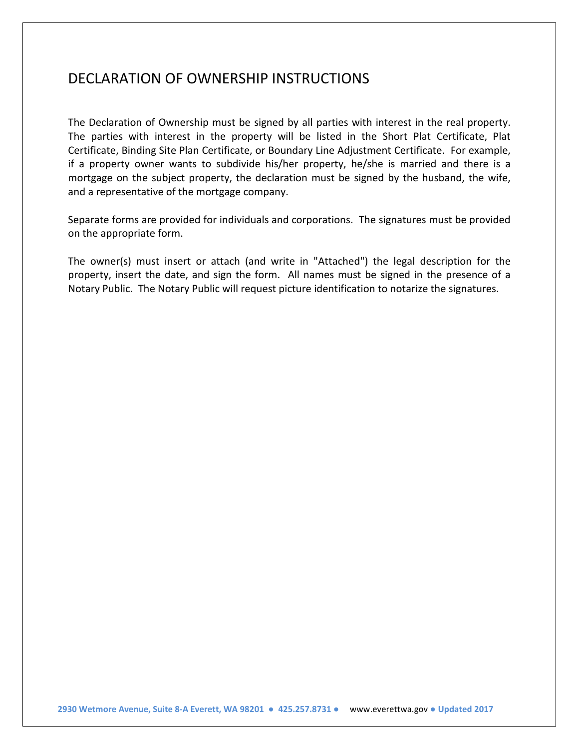# DECLARATION OF OWNERSHIP INSTRUCTIONS

The Declaration of Ownership must be signed by all parties with interest in the real property. The parties with interest in the property will be listed in the Short Plat Certificate, Plat Certificate, Binding Site Plan Certificate, or Boundary Line Adjustment Certificate. For example, if a property owner wants to subdivide his/her property, he/she is married and there is a mortgage on the subject property, the declaration must be signed by the husband, the wife, and a representative of the mortgage company.

Separate forms are provided for individuals and corporations. The signatures must be provided on the appropriate form.

The owner(s) must insert or attach (and write in "Attached") the legal description for the property, insert the date, and sign the form. All names must be signed in the presence of a Notary Public. The Notary Public will request picture identification to notarize the signatures.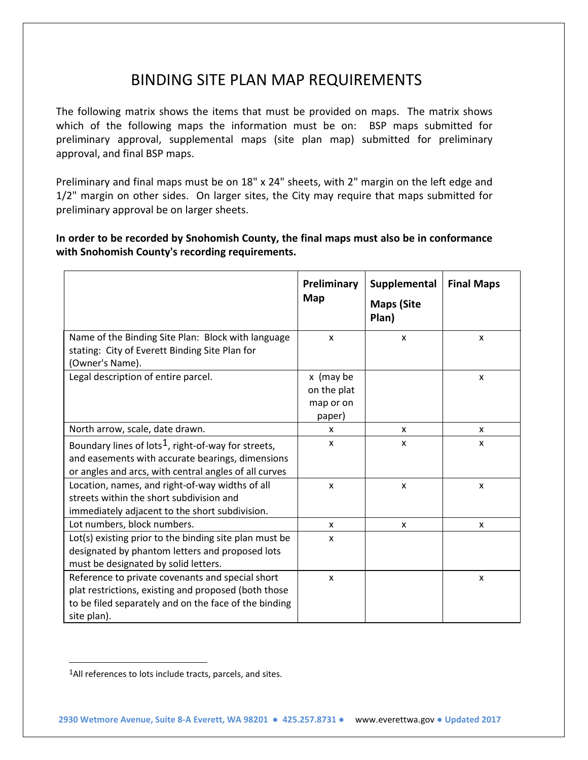# BINDING SITE PLAN MAP REQUIREMENTS

The following matrix shows the items that must be provided on maps. The matrix shows which of the following maps the information must be on: BSP maps submitted for preliminary approval, supplemental maps (site plan map) submitted for preliminary approval, and final BSP maps.

Preliminary and final maps must be on 18" x 24" sheets, with 2" margin on the left edge and 1/2" margin on other sides. On larger sites, the City may require that maps submitted for preliminary approval be on larger sheets.

**In order to be recorded by Snohomish County, the final maps must also be in conformance with Snohomish County's recording requirements.**

| | Preliminary Map | Supplemental Maps (Site Plan) | Final Maps |
|---|---|---|---|
| Name of the Binding Site Plan: Block with language stating: City of Everett Binding Site Plan for (Owner's Name). | x | x | x |
| Legal description of entire parcel. | x (may be on the plat map or on paper) | | x |
| North arrow, scale, date drawn. | x | x | x |
| Boundary lines of lots[1], right-of-way for streets, and easements with accurate bearings, dimensions or angles and arcs, with central angles of all curves | x | x | x |
| Location, names, and right-of-way widths of all streets within the short subdivision and immediately adjacent to the short subdivision. | x | x | x |
| Lot numbers, block numbers. | x | x | x |
| Lot(s) existing prior to the binding site plan must be designated by phantom letters and proposed lots must be designated by solid letters. | x | | |
| Reference to private covenants and special short plat restrictions, existing and proposed (both those to be filed separately and on the face of the binding site plan). | x | | x |

[1]All references to lots include tracts, parcels, and sites.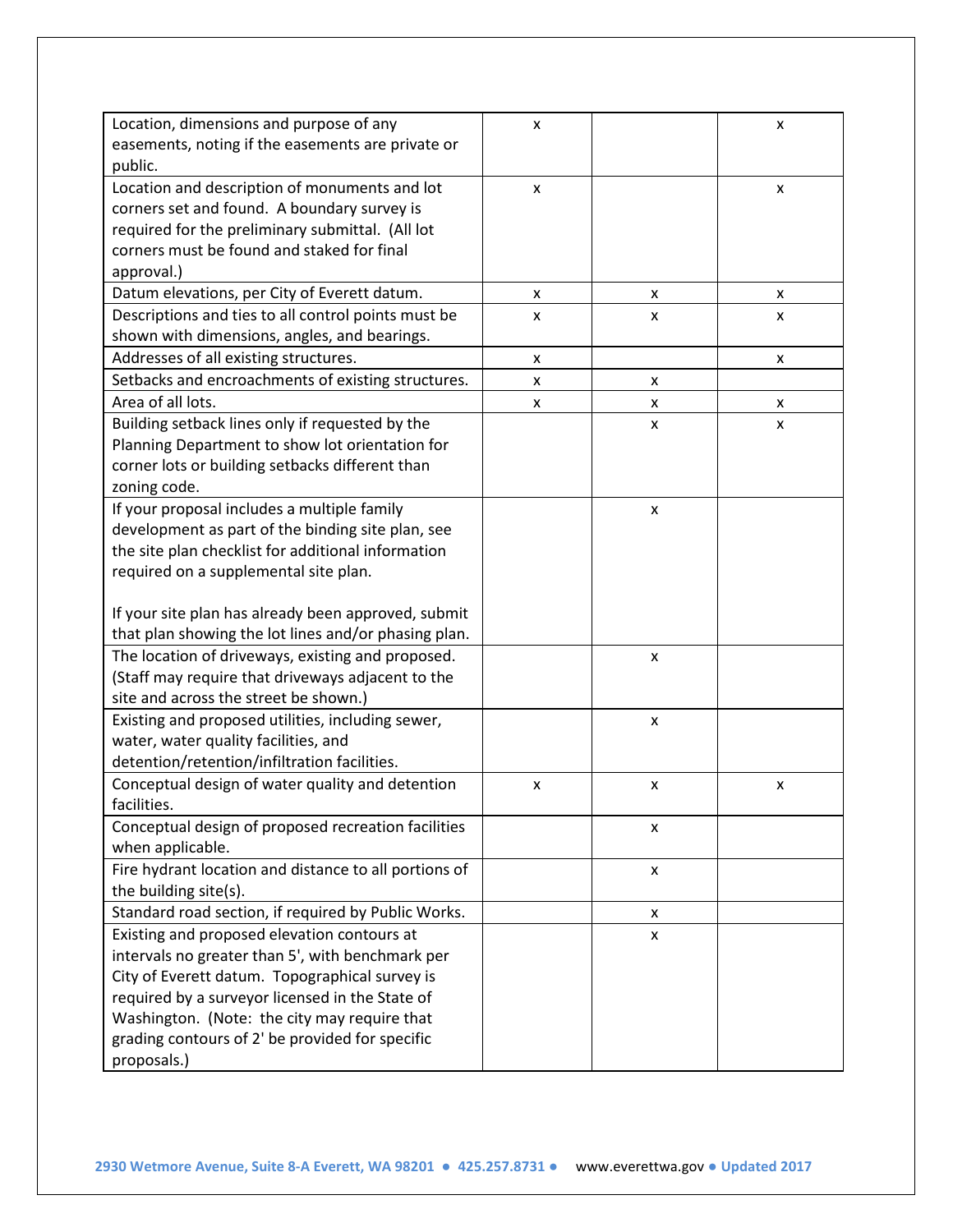| | | | |
|---|---|---|---|
| Location, dimensions and purpose of any easements, noting if the easements are private or public. | x | | x |
| Location and description of monuments and lot corners set and found. A boundary survey is required for the preliminary submittal. (All lot corners must be found and staked for final approval.) | x | | x |
| Datum elevations, per City of Everett datum. | x | x | x |
| Descriptions and ties to all control points must be shown with dimensions, angles, and bearings. | x | x | x |
| Addresses of all existing structures. | x | | x |
| Setbacks and encroachments of existing structures. | x | x | |
| Area of all lots. | x | x | x |
| Building setback lines only if requested by the Planning Department to show lot orientation for corner lots or building setbacks different than zoning code. | | x | x |
| If your proposal includes a multiple family development as part of the binding site plan, see the site plan checklist for additional information required on a supplemental site plan.<br><br>If your site plan has already been approved, submit that plan showing the lot lines and/or phasing plan. | | x | |
| The location of driveways, existing and proposed. (Staff may require that driveways adjacent to the site and across the street be shown.) | | x | |
| Existing and proposed utilities, including sewer, water, water quality facilities, and detention/retention/infiltration facilities. | | x | |
| Conceptual design of water quality and detention facilities. | x | x | x |
| Conceptual design of proposed recreation facilities when applicable. | | x | |
| Fire hydrant location and distance to all portions of the building site(s). | | x | |
| Standard road section, if required by Public Works. | | x | |
| Existing and proposed elevation contours at intervals no greater than 5', with benchmark per City of Everett datum. Topographical survey is required by a surveyor licensed in the State of Washington. (Note: the city may require that grading contours of 2' be provided for specific proposals.) | | x | |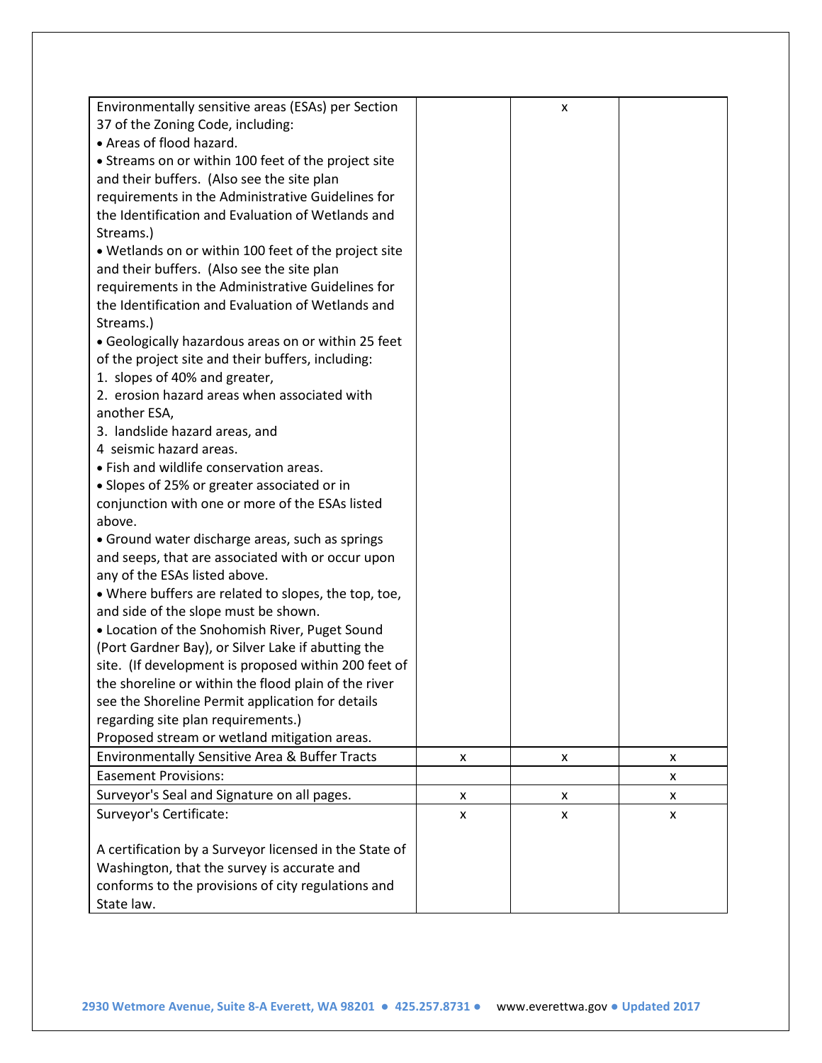| | | | |
|---|---|---|---|
| Environmentally sensitive areas (ESAs) per Section 37 of the Zoning Code, including:<br>• Areas of flood hazard.<br>• Streams on or within 100 feet of the project site and their buffers. (Also see the site plan requirements in the Administrative Guidelines for the Identification and Evaluation of Wetlands and Streams.)<br>• Wetlands on or within 100 feet of the project site and their buffers. (Also see the site plan requirements in the Administrative Guidelines for the Identification and Evaluation of Wetlands and Streams.)<br>• Geologically hazardous areas on or within 25 feet of the project site and their buffers, including:<br>1. slopes of 40% and greater,<br>2. erosion hazard areas when associated with another ESA,<br>3. landslide hazard areas, and<br>4 seismic hazard areas.<br>• Fish and wildlife conservation areas.<br>• Slopes of 25% or greater associated or in conjunction with one or more of the ESAs listed above.<br>• Ground water discharge areas, such as springs and seeps, that are associated with or occur upon any of the ESAs listed above.<br>• Where buffers are related to slopes, the top, toe, and side of the slope must be shown.<br>• Location of the Snohomish River, Puget Sound (Port Gardner Bay), or Silver Lake if abutting the site. (If development is proposed within 200 feet of the shoreline or within the flood plain of the river see the Shoreline Permit application for details regarding site plan requirements.)<br>Proposed stream or wetland mitigation areas. | | x | |
| Environmentally Sensitive Area & Buffer Tracts | x | x | x |
| Easement Provisions: | | | x |
| Surveyor's Seal and Signature on all pages. | x | x | x |
| Surveyor's Certificate:<br><br>A certification by a Surveyor licensed in the State of Washington, that the survey is accurate and conforms to the provisions of city regulations and State law. | x | x | x |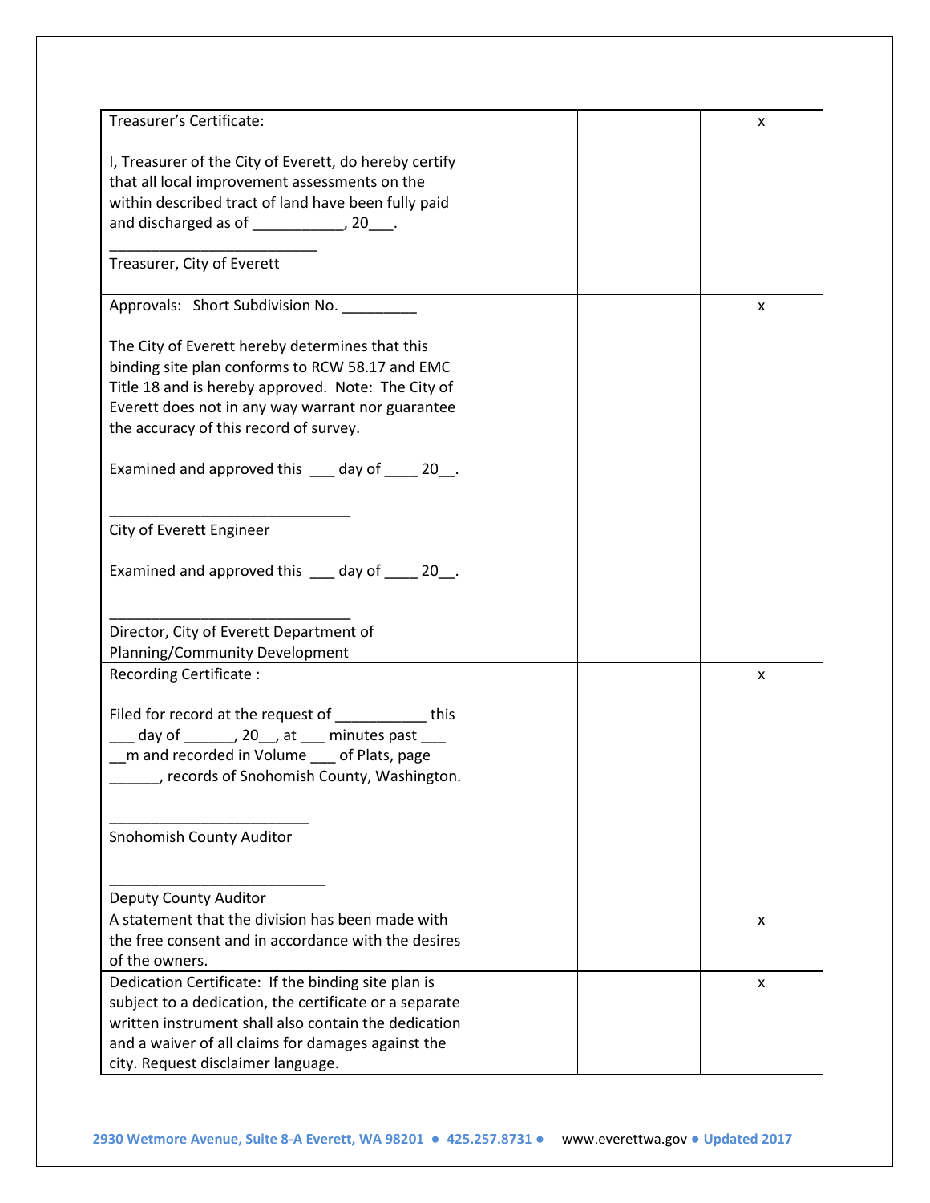| | | | |
|---|---|---|---|
| Treasurer's Certificate:<br><br>I, Treasurer of the City of Everett, do hereby certify that all local improvement assessments on the within described tract of land have been fully paid and discharged as of ___________, 20___.<br><br>_________________________<br>Treasurer, City of Everett | | | x |
| Approvals: Short Subdivision No. _________<br><br>The City of Everett hereby determines that this binding site plan conforms to RCW 58.17 and EMC Title 18 and is hereby approved. Note: The City of Everett does not in any way warrant nor guarantee the accuracy of this record of survey.<br><br>Examined and approved this ___ day of ____ 20__.<br><br>_____________________________<br>City of Everett Engineer<br><br>Examined and approved this ___ day of ____ 20__.<br><br>_____________________________<br>Director, City of Everett Department of Planning/Community Development | | | x |
| Recording Certificate :<br><br>Filed for record at the request of ___________ this ___ day of ______, 20__, at ___ minutes past ___ __m and recorded in Volume ___ of Plats, page ______, records of Snohomish County, Washington.<br><br>________________________<br>Snohomish County Auditor<br><br>__________________________<br>Deputy County Auditor | | | x |
| A statement that the division has been made with the free consent and in accordance with the desires of the owners. | | | x |
| Dedication Certificate: If the binding site plan is subject to a dedication, the certificate or a separate written instrument shall also contain the dedication and a waiver of all claims for damages against the city. Request disclaimer language. | | | x |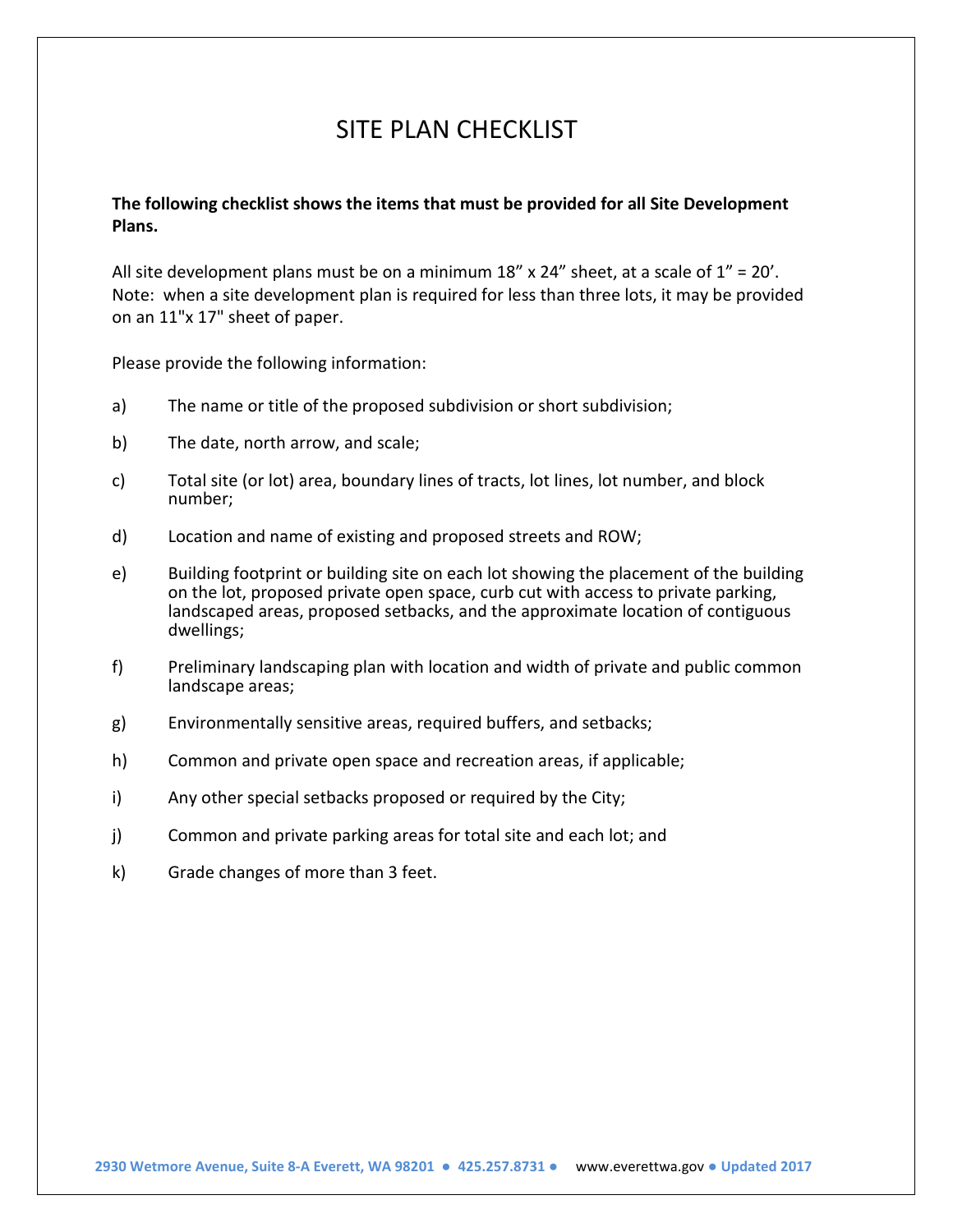# SITE PLAN CHECKLIST

**The following checklist shows the items that must be provided for all Site Development Plans.**

All site development plans must be on a minimum 18" x 24" sheet, at a scale of 1" = 20'. Note: when a site development plan is required for less than three lots, it may be provided on an 11"x 17" sheet of paper.

Please provide the following information:

a) The name or title of the proposed subdivision or short subdivision;

b) The date, north arrow, and scale;

c) Total site (or lot) area, boundary lines of tracts, lot lines, lot number, and block number;

d) Location and name of existing and proposed streets and ROW;

e) Building footprint or building site on each lot showing the placement of the building on the lot, proposed private open space, curb cut with access to private parking, landscaped areas, proposed setbacks, and the approximate location of contiguous dwellings;

f) Preliminary landscaping plan with location and width of private and public common landscape areas;

g) Environmentally sensitive areas, required buffers, and setbacks;

h) Common and private open space and recreation areas, if applicable;

i) Any other special setbacks proposed or required by the City;

j) Common and private parking areas for total site and each lot; and

k) Grade changes of more than 3 feet.